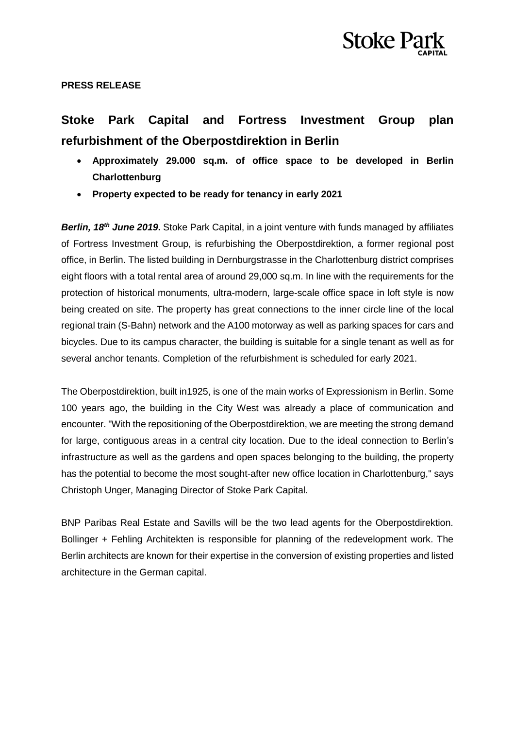**Stoke Park CAPITAL**

**PRESS RELEASE**

# Stoke Park Capital and Fortress Investment Group plan refurbishment of the Oberpostdirektion in Berlin

- **Approximately 29.000 sq.m. of office space to be developed in Berlin Charlottenburg**
- **Property expected to be ready for tenancy in early 2021**

***Berlin, 18th June 2019*****.** Stoke Park Capital, in a joint venture with funds managed by affiliates of Fortress Investment Group, is refurbishing the Oberpostdirektion, a former regional post office, in Berlin. The listed building in Dernburgstrasse in the Charlottenburg district comprises eight floors with a total rental area of around 29,000 sq.m. In line with the requirements for the protection of historical monuments, ultra-modern, large-scale office space in loft style is now being created on site. The property has great connections to the inner circle line of the local regional train (S-Bahn) network and the A100 motorway as well as parking spaces for cars and bicycles. Due to its campus character, the building is suitable for a single tenant as well as for several anchor tenants. Completion of the refurbishment is scheduled for early 2021.

The Oberpostdirektion, built in1925, is one of the main works of Expressionism in Berlin. Some 100 years ago, the building in the City West was already a place of communication and encounter. "With the repositioning of the Oberpostdirektion, we are meeting the strong demand for large, contiguous areas in a central city location. Due to the ideal connection to Berlin's infrastructure as well as the gardens and open spaces belonging to the building, the property has the potential to become the most sought-after new office location in Charlottenburg," says Christoph Unger, Managing Director of Stoke Park Capital.

BNP Paribas Real Estate and Savills will be the two lead agents for the Oberpostdirektion. Bollinger + Fehling Architekten is responsible for planning of the redevelopment work. The Berlin architects are known for their expertise in the conversion of existing properties and listed architecture in the German capital.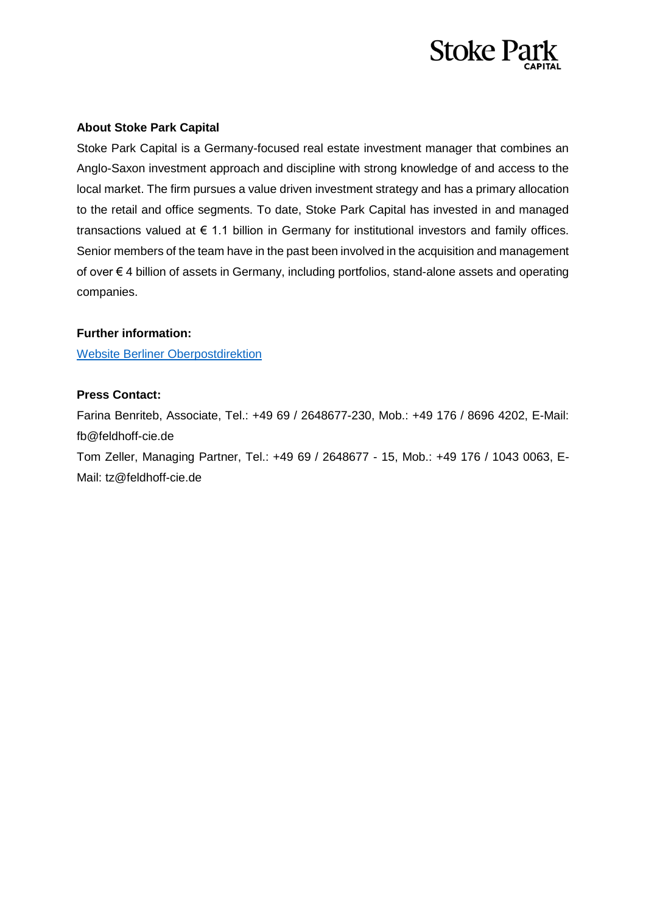**About Stoke Park Capital**

Stoke Park Capital is a Germany-focused real estate investment manager that combines an Anglo-Saxon investment approach and discipline with strong knowledge of and access to the local market. The firm pursues a value driven investment strategy and has a primary allocation to the retail and office segments. To date, Stoke Park Capital has invested in and managed transactions valued at € 1.1 billion in Germany for institutional investors and family offices. Senior members of the team have in the past been involved in the acquisition and management of over € 4 billion of assets in Germany, including portfolios, stand-alone assets and operating companies.

**Further information:**

Website Berliner Oberpostdirektion

**Press Contact:**

Farina Benriteb, Associate, Tel.: +49 69 / 2648677-230, Mob.: +49 176 / 8696 4202, E-Mail: fb@feldhoff-cie.de

Tom Zeller, Managing Partner, Tel.: +49 69 / 2648677 - 15, Mob.: +49 176 / 1043 0063, E-Mail: tz@feldhoff-cie.de